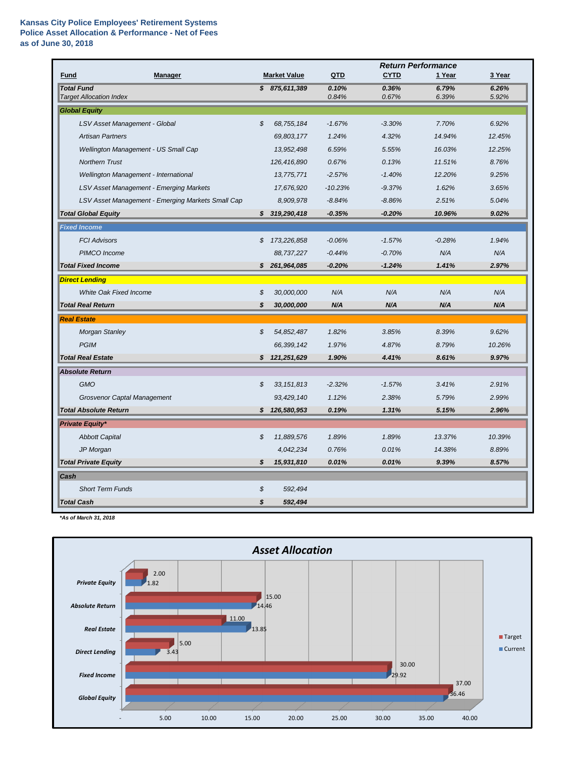**Kansas City Police Employees' Retirement Systems**
**Police Asset Allocation & Performance - Net of Fees**
**as of June 30, 2018**

| Fund | Manager | Market Value | QTD | CYTD | 1 Year | 3 Year |
|---|---|---|---|---|---|---|
| | | | *Return Performance* | | | |
| ***Total Fund*** | | ***$ 875,611,389*** | ***0.10%*** | ***0.36%*** | ***6.79%*** | ***6.26%*** |
| *Target Allocation Index* | | | *0.84%* | *0.67%* | *6.39%* | *5.92%* |
| ***Global Equity*** | | | | | | |
| | *LSV Asset Management - Global* | *$ 68,755,184* | *-1.67%* | *-3.30%* | *7.70%* | *6.92%* |
| | *Artisan Partners* | *69,803,177* | *1.24%* | *4.32%* | *14.94%* | *12.45%* |
| | *Wellington Management - US Small Cap* | *13,952,498* | *6.59%* | *5.55%* | *16.03%* | *12.25%* |
| | *Northern Trust* | *126,416,890* | *0.67%* | *0.13%* | *11.51%* | *8.76%* |
| | *Wellington Management - International* | *13,775,771* | *-2.57%* | *-1.40%* | *12.20%* | *9.25%* |
| | *LSV Asset Management - Emerging Markets* | *17,676,920* | *-10.23%* | *-9.37%* | *1.62%* | *3.65%* |
| | *LSV Asset Management - Emerging Markets Small Cap* | *8,909,978* | *-8.84%* | *-8.86%* | *2.51%* | *5.04%* |
| ***Total Global Equity*** | | ***$ 319,290,418*** | ***-0.35%*** | ***-0.20%*** | ***10.96%*** | ***9.02%*** |
| ***Fixed Income*** | | | | | | |
| | *FCI Advisors* | *$ 173,226,858* | *-0.06%* | *-1.57%* | *-0.28%* | *1.94%* |
| | *PIMCO Income* | *88,737,227* | *-0.44%* | *-0.70%* | *N/A* | *N/A* |
| ***Total Fixed Income*** | | ***$ 261,964,085*** | ***-0.20%*** | ***-1.24%*** | ***1.41%*** | ***2.97%*** |
| ***Direct Lending*** | | | | | | |
| | *White Oak Fixed Income* | *$ 30,000,000* | *N/A* | *N/A* | *N/A* | *N/A* |
| ***Total Real Return*** | | ***$ 30,000,000*** | ***N/A*** | ***N/A*** | ***N/A*** | ***N/A*** |
| ***Real Estate*** | | | | | | |
| | *Morgan Stanley* | *$ 54,852,487* | *1.82%* | *3.85%* | *8.39%* | *9.62%* |
| | *PGIM* | *66,399,142* | *1.97%* | *4.87%* | *8.79%* | *10.26%* |
| ***Total Real Estate*** | | ***$ 121,251,629*** | ***1.90%*** | ***4.41%*** | ***8.61%*** | ***9.97%*** |
| ***Absolute Return*** | | | | | | |
| | *GMO* | *$ 33,151,813* | *-2.32%* | *-1.57%* | *3.41%* | *2.91%* |
| | *Grosvenor Captal Management* | *93,429,140* | *1.12%* | *2.38%* | *5.79%* | *2.99%* |
| ***Total Absolute Return*** | | ***$ 126,580,953*** | ***0.19%*** | ***1.31%*** | ***5.15%*** | ***2.96%*** |
| ***Private Equity**** | | | | | | |
| | *Abbott Capital* | *$ 11,889,576* | *1.89%* | *1.89%* | *13.37%* | *10.39%* |
| | *JP Morgan* | *4,042,234* | *0.76%* | *0.01%* | *14.38%* | *8.89%* |
| ***Total Private Equity*** | | ***$ 15,931,810*** | ***0.01%*** | ***0.01%*** | ***9.39%*** | ***8.57%*** |
| ***Cash*** | | | | | | |
| | *Short Term Funds* | *$ 592,494* | | | | |
| ***Total Cash*** | | ***$ 592,494*** | | | | |

****As of March 31, 2018***

## *Asset Allocation*

| Asset Class | Target | Current |
|---|---|---|
| Private Equity | 2.00 | 1.82 |
| Absolute Return | 15.00 | 14.46 |
| Real Estate | 11.00 | 13.85 |
| Direct Lending | 5.00 | 3.43 |
| Fixed Income | 30.00 | 29.92 |
| Global Equity | 37.00 | 36.46 |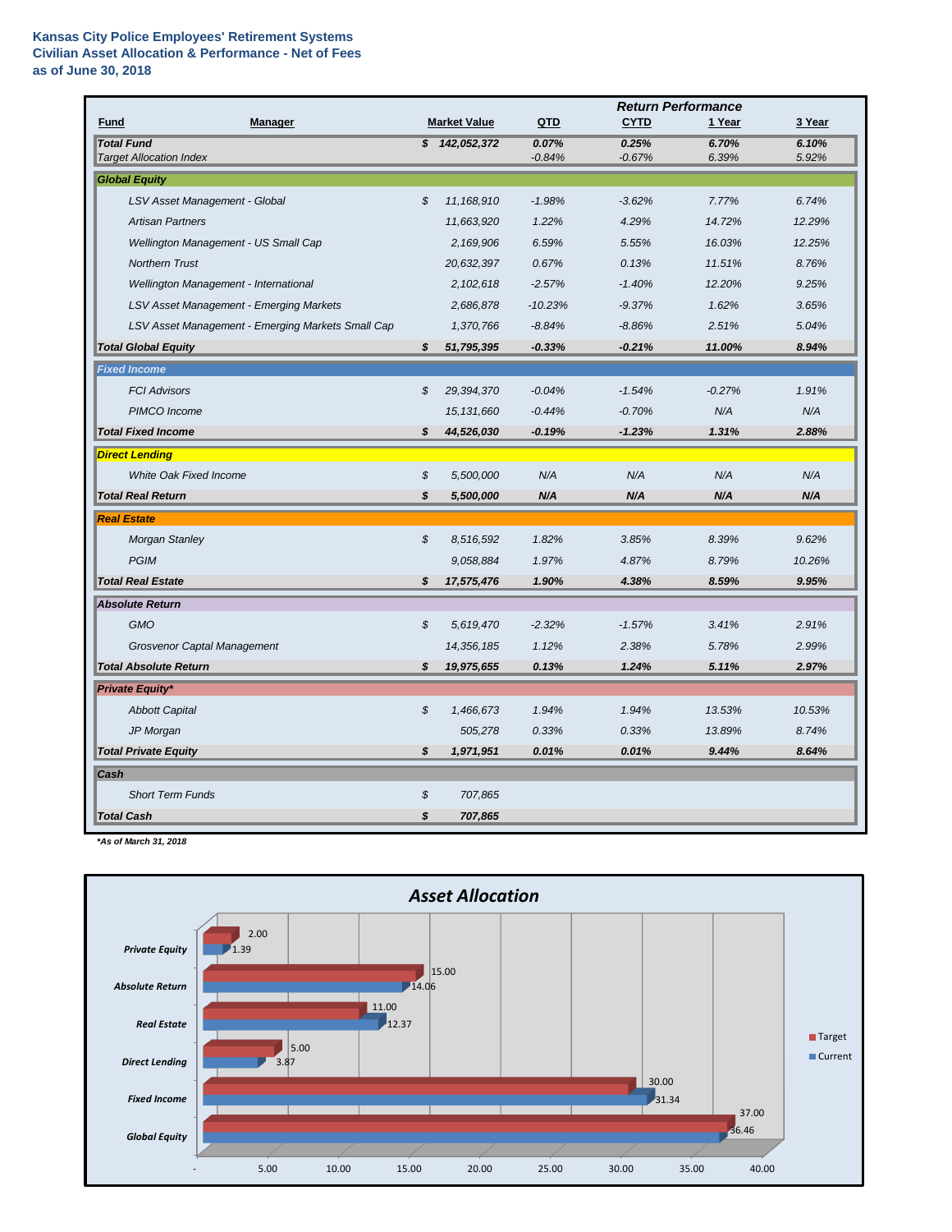**Kansas City Police Employees' Retirement Systems**
**Civilian Asset Allocation & Performance - Net of Fees**
**as of June 30, 2018**

| | | | Return Performance | | | |
|---|---|---|---|---|---|---|
| **Fund** | **Manager** | **Market Value** | **QTD** | **CYTD** | **1 Year** | **3 Year** |
| ***Total Fund*** | | ***$ 142,052,372*** | ***0.07%*** | ***0.25%*** | ***6.70%*** | ***6.10%*** |
| *Target Allocation Index* | | | *-0.84%* | *-0.67%* | *6.39%* | *5.92%* |
| ***Global Equity*** | | | | | | |
| | *LSV Asset Management - Global* | *$ 11,168,910* | *-1.98%* | *-3.62%* | *7.77%* | *6.74%* |
| | *Artisan Partners* | *11,663,920* | *1.22%* | *4.29%* | *14.72%* | *12.29%* |
| | *Wellington Management - US Small Cap* | *2,169,906* | *6.59%* | *5.55%* | *16.03%* | *12.25%* |
| | *Northern Trust* | *20,632,397* | *0.67%* | *0.13%* | *11.51%* | *8.76%* |
| | *Wellington Management - International* | *2,102,618* | *-2.57%* | *-1.40%* | *12.20%* | *9.25%* |
| | *LSV Asset Management - Emerging Markets* | *2,686,878* | *-10.23%* | *-9.37%* | *1.62%* | *3.65%* |
| | *LSV Asset Management - Emerging Markets Small Cap* | *1,370,766* | *-8.84%* | *-8.86%* | *2.51%* | *5.04%* |
| ***Total Global Equity*** | | ***$ 51,795,395*** | ***-0.33%*** | ***-0.21%*** | ***11.00%*** | ***8.94%*** |
| ***Fixed Income*** | | | | | | |
| | *FCI Advisors* | *$ 29,394,370* | *-0.04%* | *-1.54%* | *-0.27%* | *1.91%* |
| | *PIMCO Income* | *15,131,660* | *-0.44%* | *-0.70%* | *N/A* | *N/A* |
| ***Total Fixed Income*** | | ***$ 44,526,030*** | ***-0.19%*** | ***-1.23%*** | ***1.31%*** | ***2.88%*** |
| ***Direct Lending*** | | | | | | |
| | *White Oak Fixed Income* | *$ 5,500,000* | *N/A* | *N/A* | *N/A* | *N/A* |
| ***Total Real Return*** | | ***$ 5,500,000*** | ***N/A*** | ***N/A*** | ***N/A*** | ***N/A*** |
| ***Real Estate*** | | | | | | |
| | *Morgan Stanley* | *$ 8,516,592* | *1.82%* | *3.85%* | *8.39%* | *9.62%* |
| | *PGIM* | *9,058,884* | *1.97%* | *4.87%* | *8.79%* | *10.26%* |
| ***Total Real Estate*** | | ***$ 17,575,476*** | ***1.90%*** | ***4.38%*** | ***8.59%*** | ***9.95%*** |
| ***Absolute Return*** | | | | | | |
| | *GMO* | *$ 5,619,470* | *-2.32%* | *-1.57%* | *3.41%* | *2.91%* |
| | *Grosvenor Captal Management* | *14,356,185* | *1.12%* | *2.38%* | *5.78%* | *2.99%* |
| ***Total Absolute Return*** | | ***$ 19,975,655*** | ***0.13%*** | ***1.24%*** | ***5.11%*** | ***2.97%*** |
| ***Private Equity**** | | | | | | |
| | *Abbott Capital* | *$ 1,466,673* | *1.94%* | *1.94%* | *13.53%* | *10.53%* |
| | *JP Morgan* | *505,278* | *0.33%* | *0.33%* | *13.89%* | *8.74%* |
| ***Total Private Equity*** | | ***$ 1,971,951*** | ***0.01%*** | ***0.01%*** | ***9.44%*** | ***8.64%*** |
| ***Cash*** | | | | | | |
| | *Short Term Funds* | *$ 707,865* | | | | |
| ***Total Cash*** | | ***$ 707,865*** | | | | |

****As of March 31, 2018***

***Asset Allocation***

Private Equity 2.00 1.39
Absolute Return 15.00 14.06
Real Estate 11.00 12.37
Direct Lending 5.00 3.87
Fixed Income 30.00 31.34
Global Equity 37.00 36.46

- 5.00 10.00 15.00 20.00 25.00 30.00 35.00 40.00

Target
Current